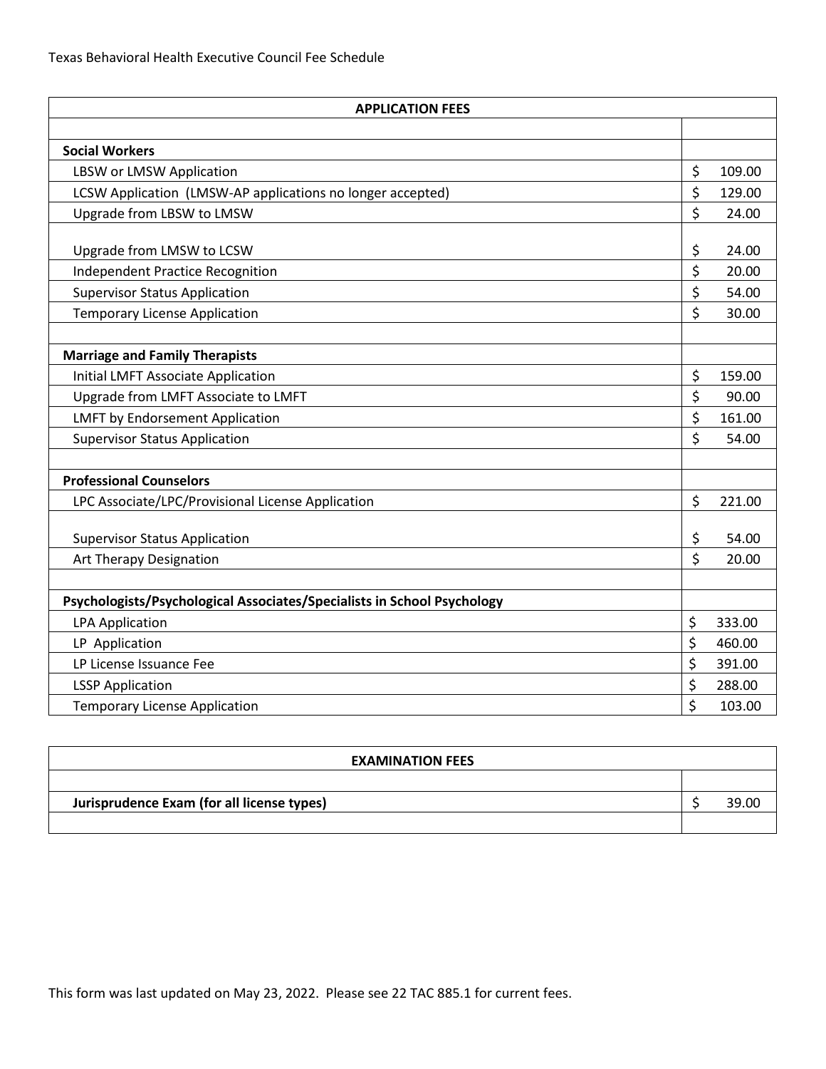Texas Behavioral Health Executive Council Fee Schedule

| APPLICATION FEES | |
|---|---|
| | |
| **Social Workers** | |
| LBSW or LMSW Application | $ 109.00 |
| LCSW Application (LMSW-AP applications no longer accepted) | $ 129.00 |
| Upgrade from LBSW to LMSW | $ 24.00 |
| Upgrade from LMSW to LCSW | $ 24.00 |
| Independent Practice Recognition | $ 20.00 |
| Supervisor Status Application | $ 54.00 |
| Temporary License Application | $ 30.00 |
| | |
| **Marriage and Family Therapists** | |
| Initial LMFT Associate Application | $ 159.00 |
| Upgrade from LMFT Associate to LMFT | $ 90.00 |
| LMFT by Endorsement Application | $ 161.00 |
| Supervisor Status Application | $ 54.00 |
| | |
| **Professional Counselors** | |
| LPC Associate/LPC/Provisional License Application | $ 221.00 |
| Supervisor Status Application | $ 54.00 |
| Art Therapy Designation | $ 20.00 |
| | |
| **Psychologists/Psychological Associates/Specialists in School Psychology** | |
| LPA Application | $ 333.00 |
| LP Application | $ 460.00 |
| LP License Issuance Fee | $ 391.00 |
| LSSP Application | $ 288.00 |
| Temporary License Application | $ 103.00 |

| EXAMINATION FEES | |
|---|---|
| | |
| **Jurisprudence Exam (for all license types)** | $ 39.00 |
| | |

This form was last updated on May 23, 2022. Please see 22 TAC 885.1 for current fees.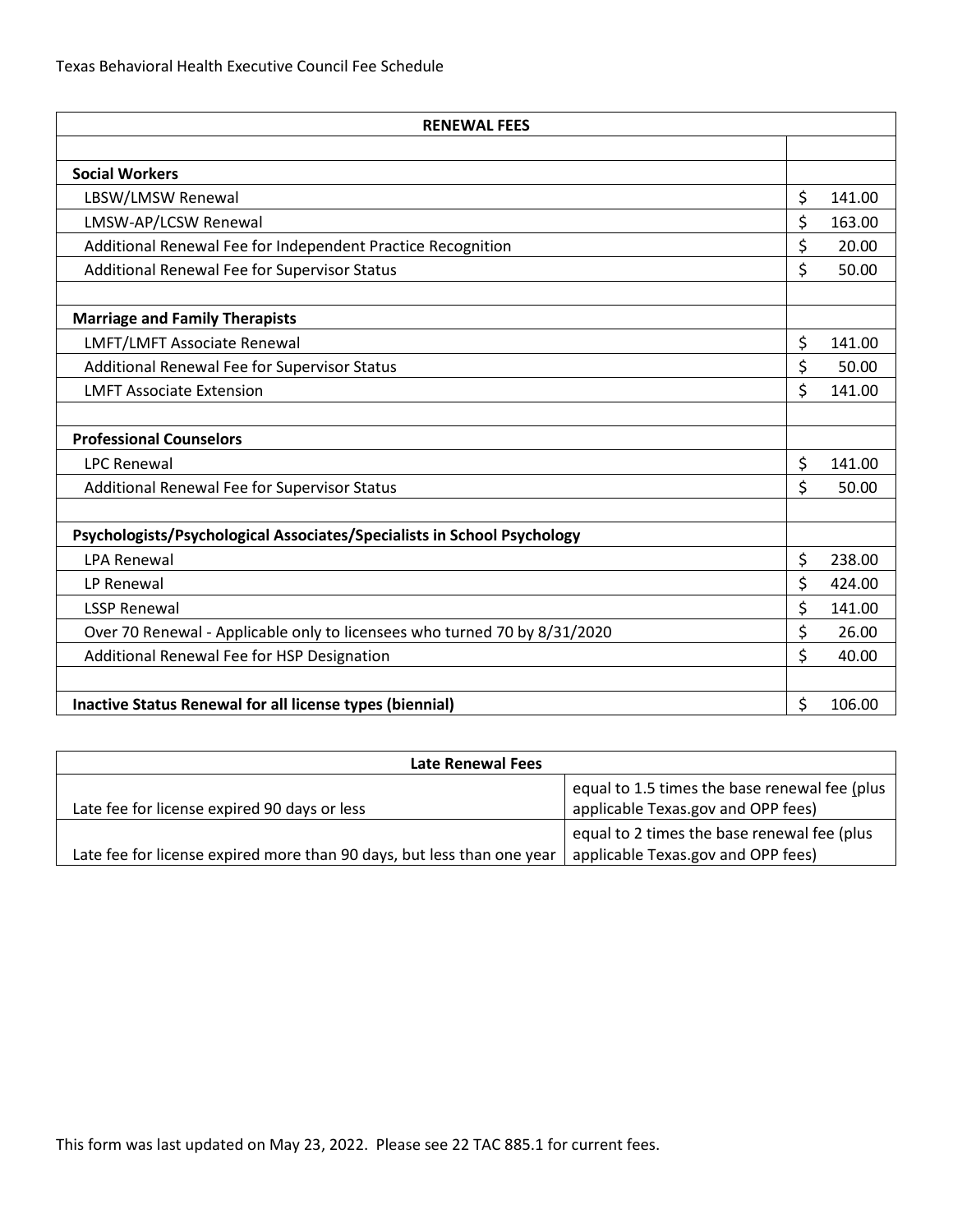Texas Behavioral Health Executive Council Fee Schedule

| RENEWAL FEES | |
|---|---|
| | |
| **Social Workers** | |
| LBSW/LMSW Renewal | $ 141.00 |
| LMSW-AP/LCSW Renewal | $ 163.00 |
| Additional Renewal Fee for Independent Practice Recognition | $ 20.00 |
| Additional Renewal Fee for Supervisor Status | $ 50.00 |
| | |
| **Marriage and Family Therapists** | |
| LMFT/LMFT Associate Renewal | $ 141.00 |
| Additional Renewal Fee for Supervisor Status | $ 50.00 |
| LMFT Associate Extension | $ 141.00 |
| | |
| **Professional Counselors** | |
| LPC Renewal | $ 141.00 |
| Additional Renewal Fee for Supervisor Status | $ 50.00 |
| | |
| **Psychologists/Psychological Associates/Specialists in School Psychology** | |
| LPA Renewal | $ 238.00 |
| LP Renewal | $ 424.00 |
| LSSP Renewal | $ 141.00 |
| Over 70 Renewal - Applicable only to licensees who turned 70 by 8/31/2020 | $ 26.00 |
| Additional Renewal Fee for HSP Designation | $ 40.00 |
| | |
| **Inactive Status Renewal for all license types (biennial)** | $ 106.00 |

| Late Renewal Fees | |
|---|---|
| Late fee for license expired 90 days or less | equal to 1.5 times the base renewal fee (plus applicable Texas.gov and OPP fees) |
| Late fee for license expired more than 90 days, but less than one year | equal to 2 times the base renewal fee (plus applicable Texas.gov and OPP fees) |

This form was last updated on May 23, 2022. Please see 22 TAC 885.1 for current fees.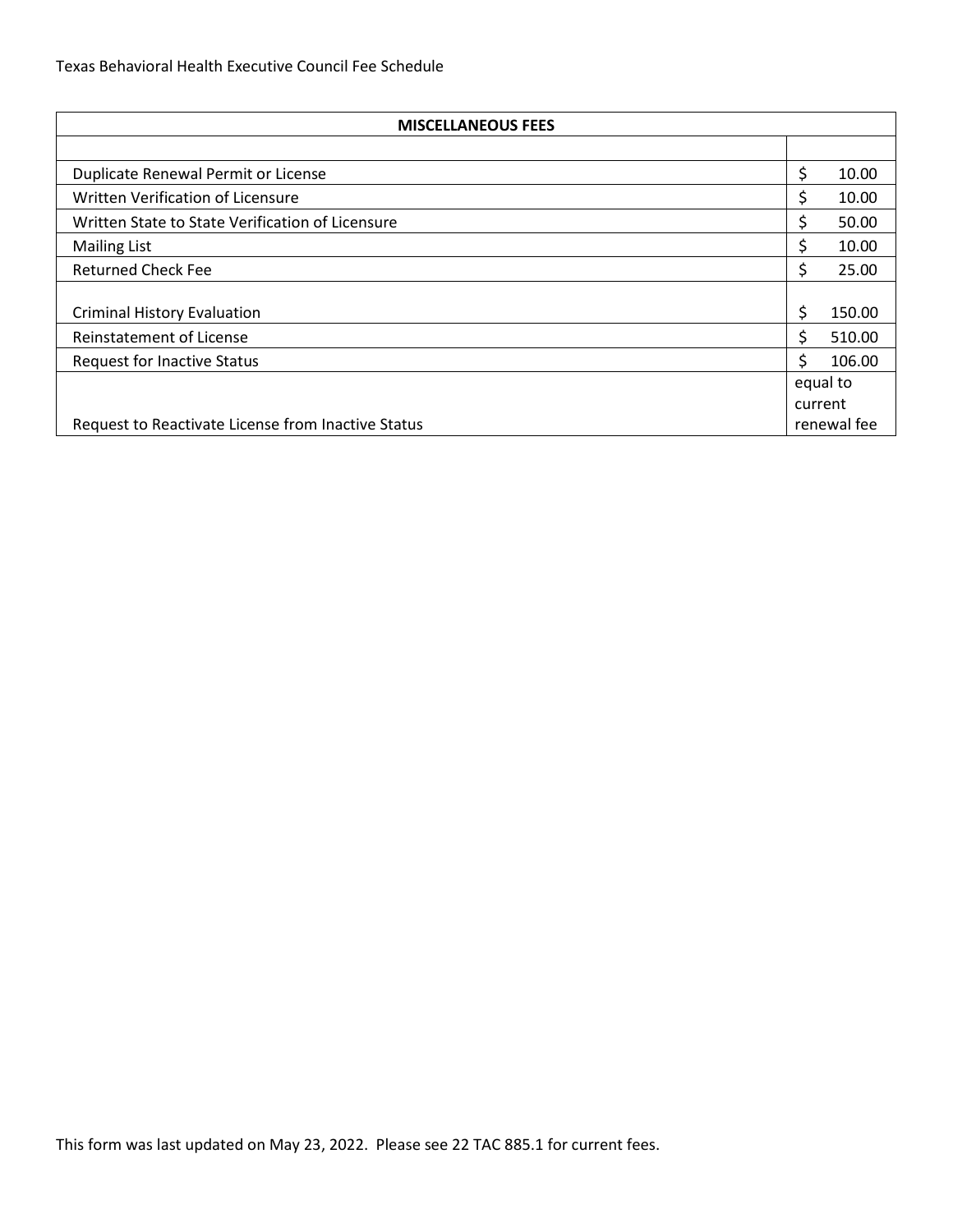Texas Behavioral Health Executive Council Fee Schedule

| MISCELLANEOUS FEES | |
|---|---|
| | |
| Duplicate Renewal Permit or License | $ 10.00 |
| Written Verification of Licensure | $ 10.00 |
| Written State to State Verification of Licensure | $ 50.00 |
| Mailing List | $ 10.00 |
| Returned Check Fee | $ 25.00 |
| Criminal History Evaluation | $ 150.00 |
| Reinstatement of License | $ 510.00 |
| Request for Inactive Status | $ 106.00 |
| Request to Reactivate License from Inactive Status | equal to current renewal fee |

This form was last updated on May 23, 2022. Please see 22 TAC 885.1 for current fees.